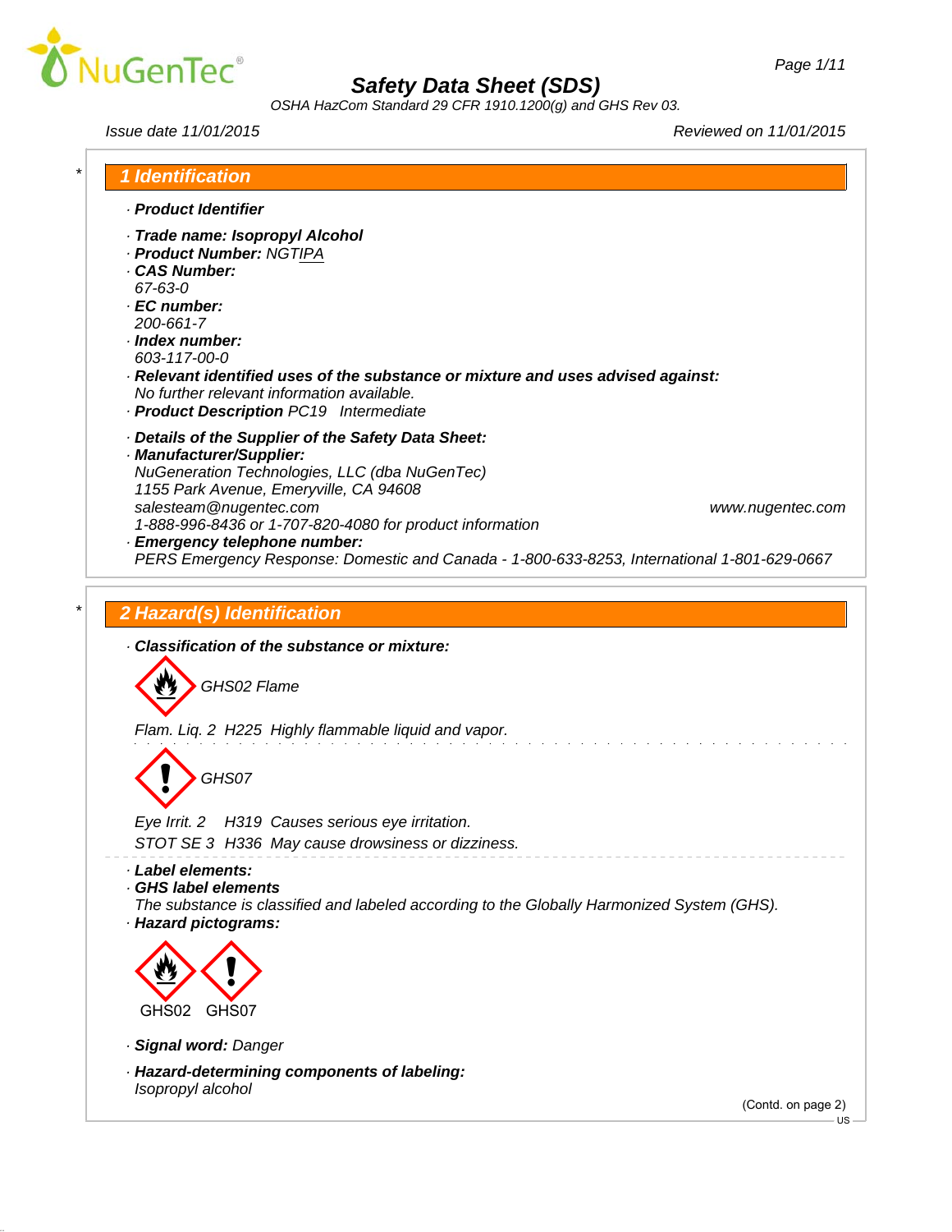# Safety Data Sheet (SDS)

*OSHA HazCom Standard 29 CFR 1910.1200(g) and GHS Rev 03.*

*Issue date 11/01/2015* | *Reviewed on 11/01/2015*

## 1 Identification

· **Product Identifier**

· **Trade name: Isopropyl Alcohol**
· **Product Number:** NGTIPA
· **CAS Number:**
67-63-0
· **EC number:**
200-661-7
· **Index number:**
603-117-00-0
· **Relevant identified uses of the substance or mixture and uses advised against:**
No further relevant information available.
· **Product Description** PC19 Intermediate

· **Details of the Supplier of the Safety Data Sheet:**
· **Manufacturer/Supplier:**
NuGeneration Technologies, LLC (dba NuGenTec)
1155 Park Avenue, Emeryville, CA 94608
salesteam@nugentec.com www.nugentec.com
1-888-996-8436 or 1-707-820-4080 for product information
· **Emergency telephone number:**
PERS Emergency Response: Domestic and Canada - 1-800-633-8253, International 1-801-629-0667

## 2 Hazard(s) Identification

· **Classification of the substance or mixture:**

GHS02 Flame

Flam. Liq. 2 H225 Highly flammable liquid and vapor.

GHS07

Eye Irrit. 2 H319 Causes serious eye irritation.
STOT SE 3 H336 May cause drowsiness or dizziness.

· **Label elements:**
· **GHS label elements**
The substance is classified and labeled according to the Globally Harmonized System (GHS).
· **Hazard pictograms:**

GHS02 GHS07

· **Signal word:** Danger

· **Hazard-determining components of labeling:**
Isopropyl alcohol

(Contd. on page 2)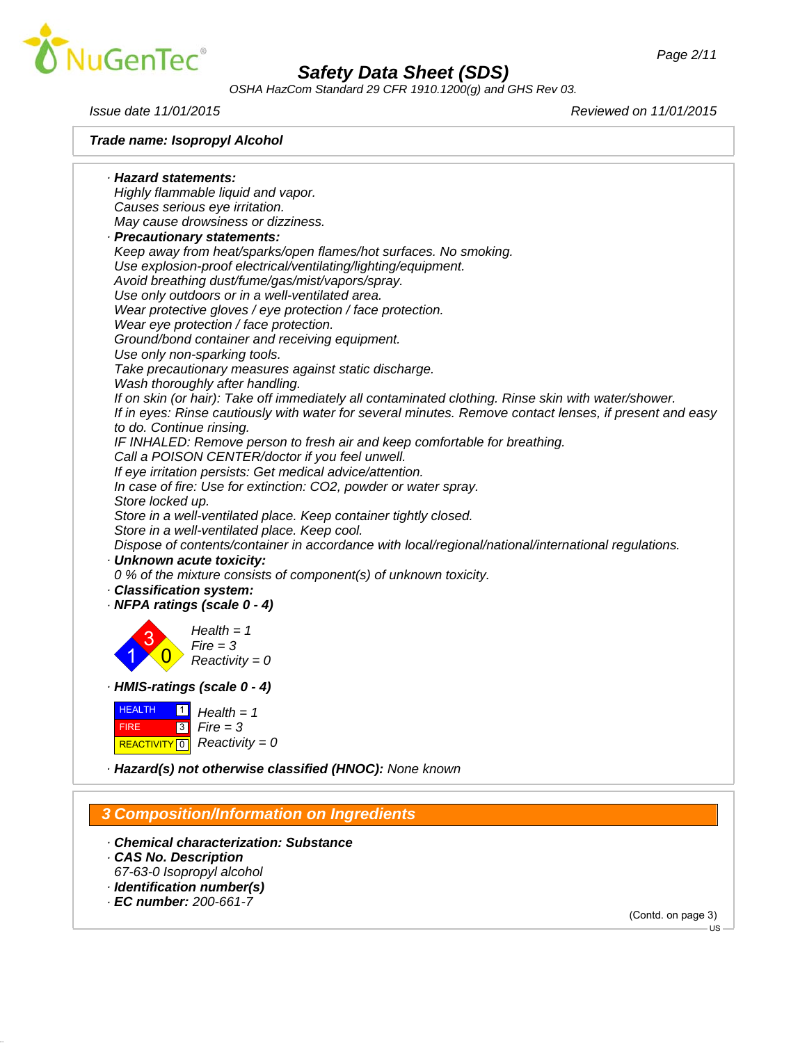**Trade name: Isopropyl Alcohol**

· **Hazard statements:**
Highly flammable liquid and vapor.
Causes serious eye irritation.
May cause drowsiness or dizziness.

· **Precautionary statements:**
Keep away from heat/sparks/open flames/hot surfaces. No smoking.
Use explosion-proof electrical/ventilating/lighting/equipment.
Avoid breathing dust/fume/gas/mist/vapors/spray.
Use only outdoors or in a well-ventilated area.
Wear protective gloves / eye protection / face protection.
Wear eye protection / face protection.
Ground/bond container and receiving equipment.
Use only non-sparking tools.
Take precautionary measures against static discharge.
Wash thoroughly after handling.
If on skin (or hair): Take off immediately all contaminated clothing. Rinse skin with water/shower.
If in eyes: Rinse cautiously with water for several minutes. Remove contact lenses, if present and easy to do. Continue rinsing.
IF INHALED: Remove person to fresh air and keep comfortable for breathing.
Call a POISON CENTER/doctor if you feel unwell.
If eye irritation persists: Get medical advice/attention.
In case of fire: Use for extinction: $CO_2$, powder or water spray.
Store locked up.
Store in a well-ventilated place. Keep container tightly closed.
Store in a well-ventilated place. Keep cool.
Dispose of contents/container in accordance with local/regional/national/international regulations.

· **Unknown acute toxicity:**
0 % of the mixture consists of component(s) of unknown toxicity.

· **Classification system:**

· **NFPA ratings (scale 0 - 4)**

Health = 1
Fire = 3
Reactivity = 0

· **HMIS-ratings (scale 0 - 4)**

| | | |
|---|---|---|
| HEALTH | 1 | Health = 1 |
| FIRE | 3 | Fire = 3 |
| REACTIVITY | 0 | Reactivity = 0 |

· **Hazard(s) not otherwise classified (HNOC):** None known

## 3 Composition/Information on Ingredients

· **Chemical characterization: Substance**

· **CAS No. Description**
67-63-0 Isopropyl alcohol

· **Identification number(s)**

· **EC number:** 200-661-7

(Contd. on page 3)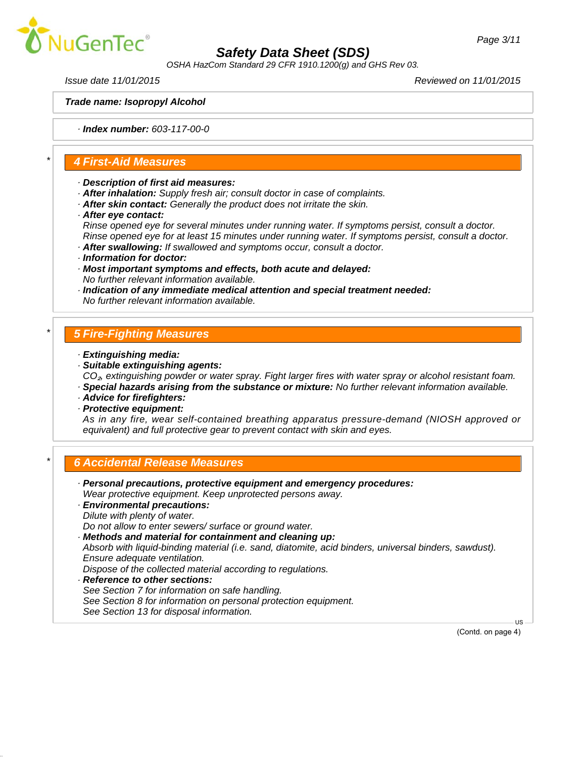**Trade name: Isopropyl Alcohol**

· **Index number:** 603-117-00-0

## 4 First-Aid Measures

· **Description of first aid measures:**
· **After inhalation:** Supply fresh air; consult doctor in case of complaints.
· **After skin contact:** Generally the product does not irritate the skin.
· **After eye contact:**
Rinse opened eye for several minutes under running water. If symptoms persist, consult a doctor.
Rinse opened eye for at least 15 minutes under running water. If symptoms persist, consult a doctor.
· **After swallowing:** If swallowed and symptoms occur, consult a doctor.
· **Information for doctor:**
· **Most important symptoms and effects, both acute and delayed:**
No further relevant information available.
· **Indication of any immediate medical attention and special treatment needed:**
No further relevant information available.

## 5 Fire-Fighting Measures

· **Extinguishing media:**
· **Suitable extinguishing agents:**
$CO_2$, extinguishing powder or water spray. Fight larger fires with water spray or alcohol resistant foam.
· **Special hazards arising from the substance or mixture:** No further relevant information available.
· **Advice for firefighters:**
· **Protective equipment:**
As in any fire, wear self-contained breathing apparatus pressure-demand (NIOSH approved or equivalent) and full protective gear to prevent contact with skin and eyes.

## 6 Accidental Release Measures

· **Personal precautions, protective equipment and emergency procedures:**
Wear protective equipment. Keep unprotected persons away.
· **Environmental precautions:**
Dilute with plenty of water.
Do not allow to enter sewers/ surface or ground water.
· **Methods and material for containment and cleaning up:**
Absorb with liquid-binding material (i.e. sand, diatomite, acid binders, universal binders, sawdust).
Ensure adequate ventilation.
Dispose of the collected material according to regulations.
· **Reference to other sections:**
See Section 7 for information on safe handling.
See Section 8 for information on personal protection equipment.
See Section 13 for disposal information.

(Contd. on page 4)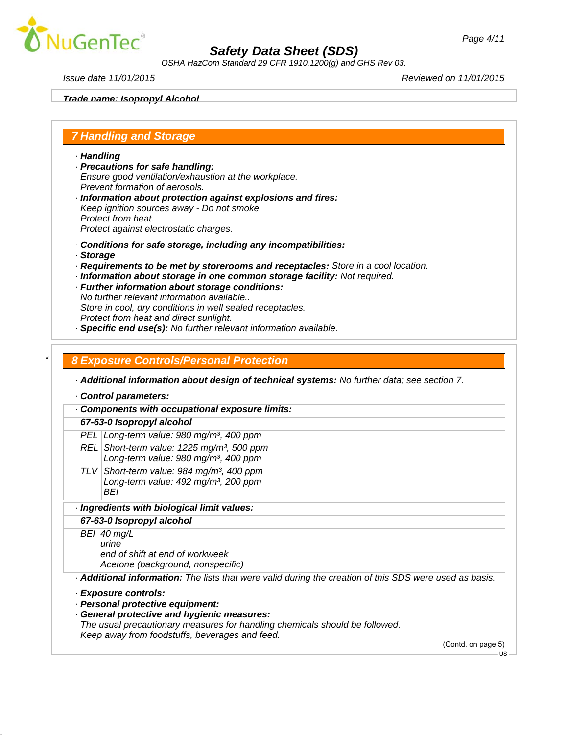Trade name: Isopropyl Alcohol

## 7 Handling and Storage

· **Handling**
· **Precautions for safe handling:**
Ensure good ventilation/exhaustion at the workplace.
Prevent formation of aerosols.
· **Information about protection against explosions and fires:**
Keep ignition sources away - Do not smoke.
Protect from heat.
Protect against electrostatic charges.

· **Conditions for safe storage, including any incompatibilities:**
· **Storage**
· **Requirements to be met by storerooms and receptacles:** Store in a cool location.
· **Information about storage in one common storage facility:** Not required.
· **Further information about storage conditions:**
No further relevant information available..
Store in cool, dry conditions in well sealed receptacles.
Protect from heat and direct sunlight.
· **Specific end use(s):** No further relevant information available.

## * 8 Exposure Controls/Personal Protection

· **Additional information about design of technical systems:** No further data; see section 7.

· **Control parameters:**

| · **Components with occupational exposure limits:** | |
|---|---|
| **67-63-0 Isopropyl alcohol** | |
| PEL | Long-term value: 980 mg/m³, 400 ppm |
| REL | Short-term value: 1225 mg/m³, 500 ppm<br>Long-term value: 980 mg/m³, 400 ppm |
| TLV | Short-term value: 984 mg/m³, 400 ppm<br>Long-term value: 492 mg/m³, 200 ppm<br>BEI |

| · **Ingredients with biological limit values:** | |
|---|---|
| **67-63-0 Isopropyl alcohol** | |
| BEI | 40 mg/L<br>urine<br>end of shift at end of workweek<br>Acetone (background, nonspecific) |

· **Additional information:** The lists that were valid during the creation of this SDS were used as basis.

· **Exposure controls:**
· **Personal protective equipment:**
· **General protective and hygienic measures:**
The usual precautionary measures for handling chemicals should be followed.
Keep away from foodstuffs, beverages and feed.

(Contd. on page 5)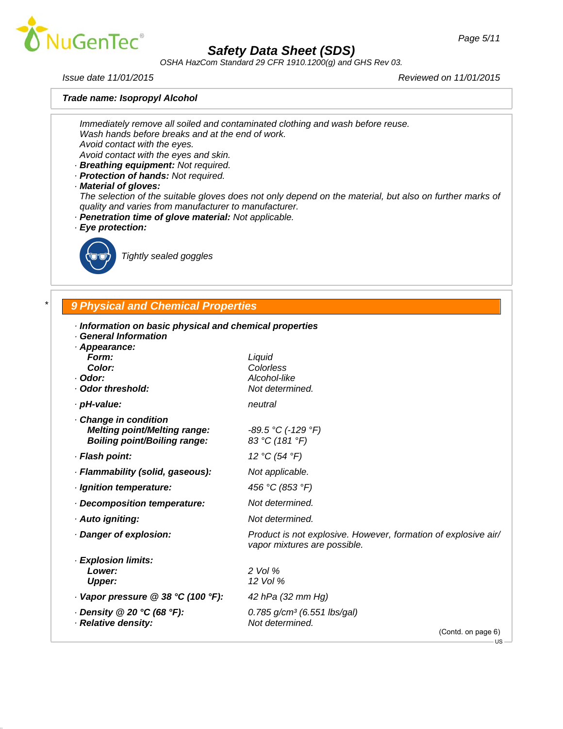**Trade name: Isopropyl Alcohol**

Immediately remove all soiled and contaminated clothing and wash before reuse.
Wash hands before breaks and at the end of work.
Avoid contact with the eyes.
Avoid contact with the eyes and skin.

· **Breathing equipment:** Not required.
· **Protection of hands:** Not required.
· **Material of gloves:**
The selection of the suitable gloves does not only depend on the material, but also on further marks of quality and varies from manufacturer to manufacturer.
· **Penetration time of glove material:** Not applicable.
· **Eye protection:**

Tightly sealed goggles

\*

## 9 Physical and Chemical Properties

· **Information on basic physical and chemical properties**
· **General Information**
· **Appearance:**

| | |
|---|---|
| **Form:** | Liquid |
| **Color:** | Colorless |
| · **Odor:** | Alcohol-like |
| · **Odor threshold:** | Not determined. |
| · **pH-value:** | neutral |
| · **Change in condition** | |
| **Melting point/Melting range:** | -89.5 °C (-129 °F) |
| **Boiling point/Boiling range:** | 83 °C (181 °F) |
| · **Flash point:** | 12 °C (54 °F) |
| · **Flammability (solid, gaseous):** | Not applicable. |
| · **Ignition temperature:** | 456 °C (853 °F) |
| · **Decomposition temperature:** | Not determined. |
| · **Auto igniting:** | Not determined. |
| · **Danger of explosion:** | Product is not explosive. However, formation of explosive air/vapor mixtures are possible. |
| · **Explosion limits:** | |
| **Lower:** | 2 Vol % |
| **Upper:** | 12 Vol % |
| · **Vapor pressure @ 38 °C (100 °F):** | 42 hPa (32 mm Hg) |
| · **Density @ 20 °C (68 °F):** | 0.785 g/cm³ (6.551 lbs/gal) |
| · **Relative density:** | Not determined. |

(Contd. on page 6)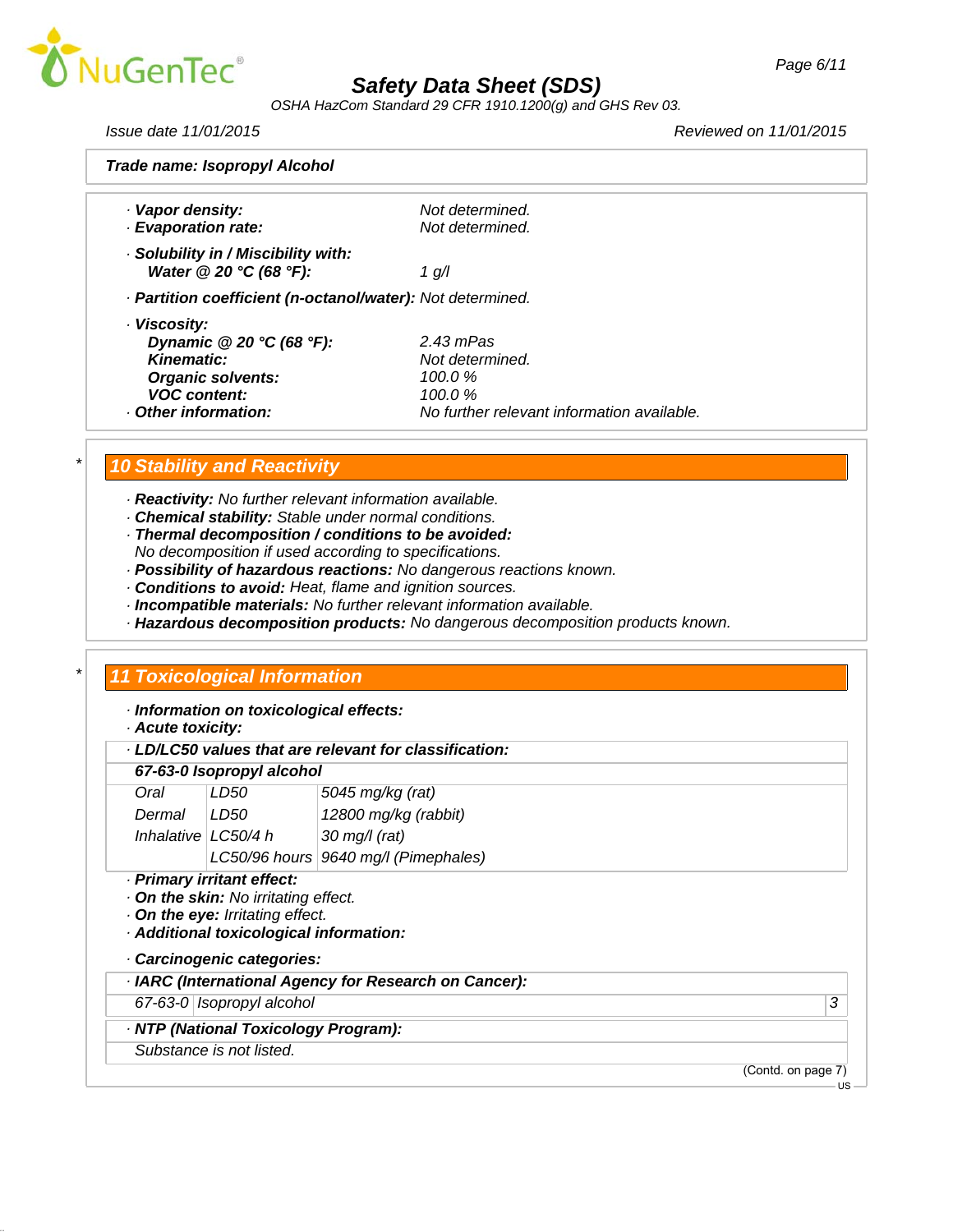**Trade name: Isopropyl Alcohol**

- **Vapor density:** Not determined.
- **Evaporation rate:** Not determined.
- **Solubility in / Miscibility with:**
  - **Water @ 20 °C (68 °F):** 1 g/l
- **Partition coefficient (n-octanol/water):** Not determined.
- **Viscosity:**
  - **Dynamic @ 20 °C (68 °F):** 2.43 mPas
  - **Kinematic:** Not determined.
  - **Organic solvents:** 100.0 %
  - **VOC content:** 100.0 %
- **Other information:** No further relevant information available.

## 10 Stability and Reactivity

- **Reactivity:** No further relevant information available.
- **Chemical stability:** Stable under normal conditions.
- **Thermal decomposition / conditions to be avoided:**
  No decomposition if used according to specifications.
- **Possibility of hazardous reactions:** No dangerous reactions known.
- **Conditions to avoid:** Heat, flame and ignition sources.
- **Incompatible materials:** No further relevant information available.
- **Hazardous decomposition products:** No dangerous decomposition products known.

## 11 Toxicological Information

- **Information on toxicological effects:**
- **Acute toxicity:**

**LD/LC50 values that are relevant for classification:**

| **67-63-0 Isopropyl alcohol** | | |
|---|---|---|
| Oral | LD50 | 5045 mg/kg (rat) |
| Dermal | LD50 | 12800 mg/kg (rabbit) |
| Inhalative | LC50/4 h | 30 mg/l (rat) |
| | LC50/96 hours | 9640 mg/l (Pimephales) |

- **Primary irritant effect:**
- **On the skin:** No irritating effect.
- **On the eye:** Irritating effect.
- **Additional toxicological information:**
- **Carcinogenic categories:**

**IARC (International Agency for Research on Cancer):**

| 67-63-0 | Isopropyl alcohol | 3 |
|---|---|---|

**NTP (National Toxicology Program):**

Substance is not listed.

(Contd. on page 7)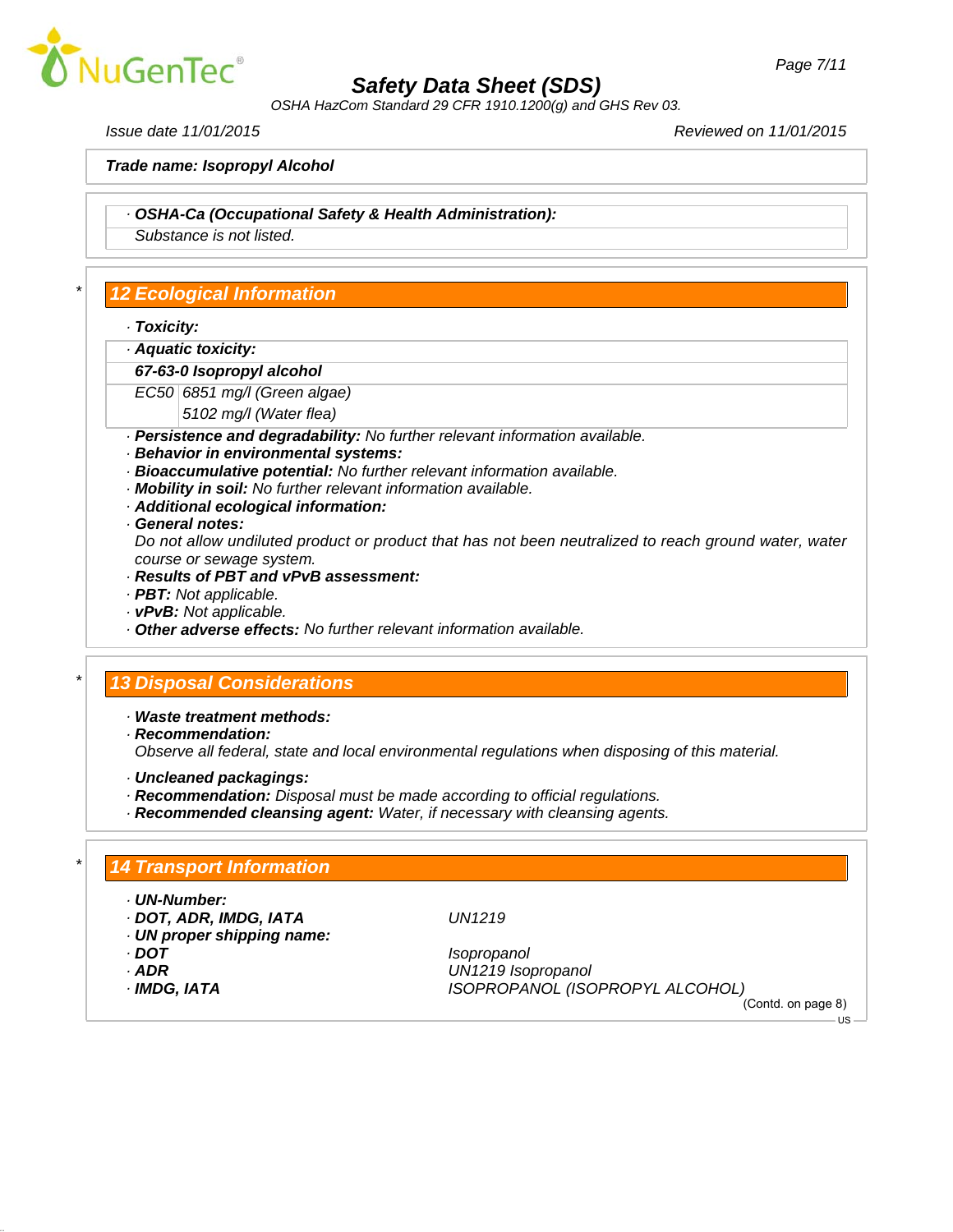**Trade name: Isopropyl Alcohol**

· ***OSHA-Ca (Occupational Safety & Health Administration):***
*Substance is not listed.*

## 12 Ecological Information

· ***Toxicity:***

· ***Aquatic toxicity:***

| ***67-63-0 Isopropyl alcohol*** | |
|---|---|
| *EC50* | *6851 mg/l (Green algae)* |
| | *5102 mg/l (Water flea)* |

· ***Persistence and degradability:*** *No further relevant information available.*
· ***Behavior in environmental systems:***
· ***Bioaccumulative potential:*** *No further relevant information available.*
· ***Mobility in soil:*** *No further relevant information available.*
· ***Additional ecological information:***
· ***General notes:***
*Do not allow undiluted product or product that has not been neutralized to reach ground water, water course or sewage system.*
· ***Results of PBT and vPvB assessment:***
· ***PBT:*** *Not applicable.*
· ***vPvB:*** *Not applicable.*
· ***Other adverse effects:*** *No further relevant information available.*

## 13 Disposal Considerations

· ***Waste treatment methods:***
· ***Recommendation:***
*Observe all federal, state and local environmental regulations when disposing of this material.*

· ***Uncleaned packagings:***
· ***Recommendation:*** *Disposal must be made according to official regulations.*
· ***Recommended cleansing agent:*** *Water, if necessary with cleansing agents.*

## 14 Transport Information

· ***UN-Number:***
· ***DOT, ADR, IMDG, IATA*** *UN1219*
· ***UN proper shipping name:***
· ***DOT*** *Isopropanol*
· ***ADR*** *UN1219 Isopropanol*
· ***IMDG, IATA*** *ISOPROPANOL (ISOPROPYL ALCOHOL)*

(Contd. on page 8)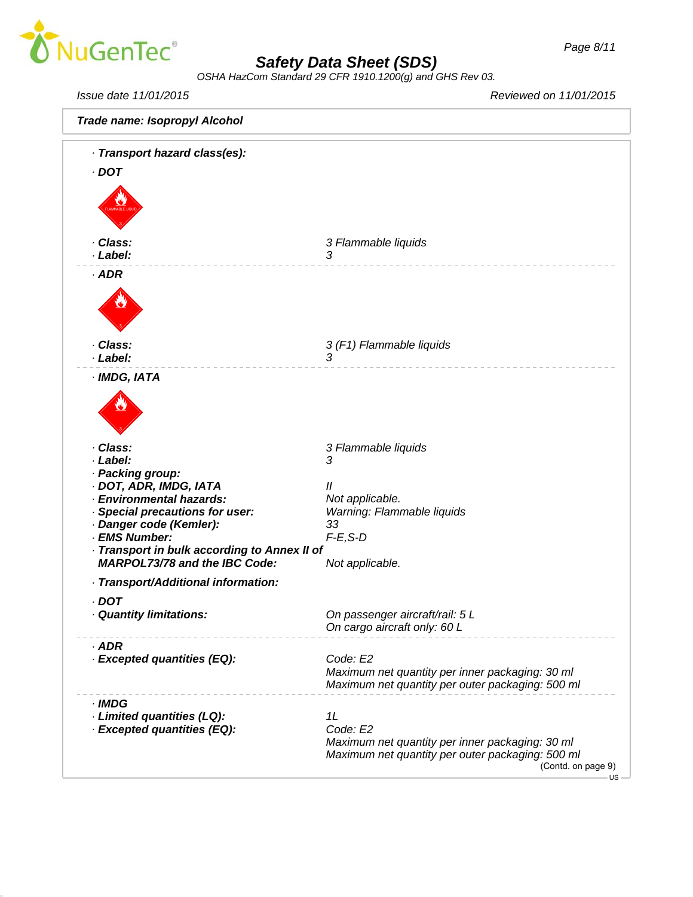**Trade name: Isopropyl Alcohol**

**· Transport hazard class(es):**

**· DOT**

| | |
|---|---|
| **· Class:** | 3 Flammable liquids |
| **· Label:** | 3 |

**· ADR**

| | |
|---|---|
| **· Class:** | 3 (F1) Flammable liquids |
| **· Label:** | 3 |

**· IMDG, IATA**

| | |
|---|---|
| **· Class:** | 3 Flammable liquids |
| **· Label:** | 3 |
| **· Packing group:** | |
| **· DOT, ADR, IMDG, IATA** | II |
| **· Environmental hazards:** | Not applicable. |
| **· Special precautions for user:** | Warning: Flammable liquids |
| **· Danger code (Kemler):** | 33 |
| **· EMS Number:** | F-E,S-D |
| **· Transport in bulk according to Annex II of MARPOL73/78 and the IBC Code:** | Not applicable. |

**· Transport/Additional information:**

**· DOT**

| | |
|---|---|
| **· Quantity limitations:** | On passenger aircraft/rail: 5 L<br>On cargo aircraft only: 60 L |

**· ADR**

| | |
|---|---|
| **· Excepted quantities (EQ):** | Code: E2<br>Maximum net quantity per inner packaging: 30 ml<br>Maximum net quantity per outer packaging: 500 ml |

**· IMDG**

| | |
|---|---|
| **· Limited quantities (LQ):** | 1L |
| **· Excepted quantities (EQ):** | Code: E2<br>Maximum net quantity per inner packaging: 30 ml<br>Maximum net quantity per outer packaging: 500 ml |

(Contd. on page 9)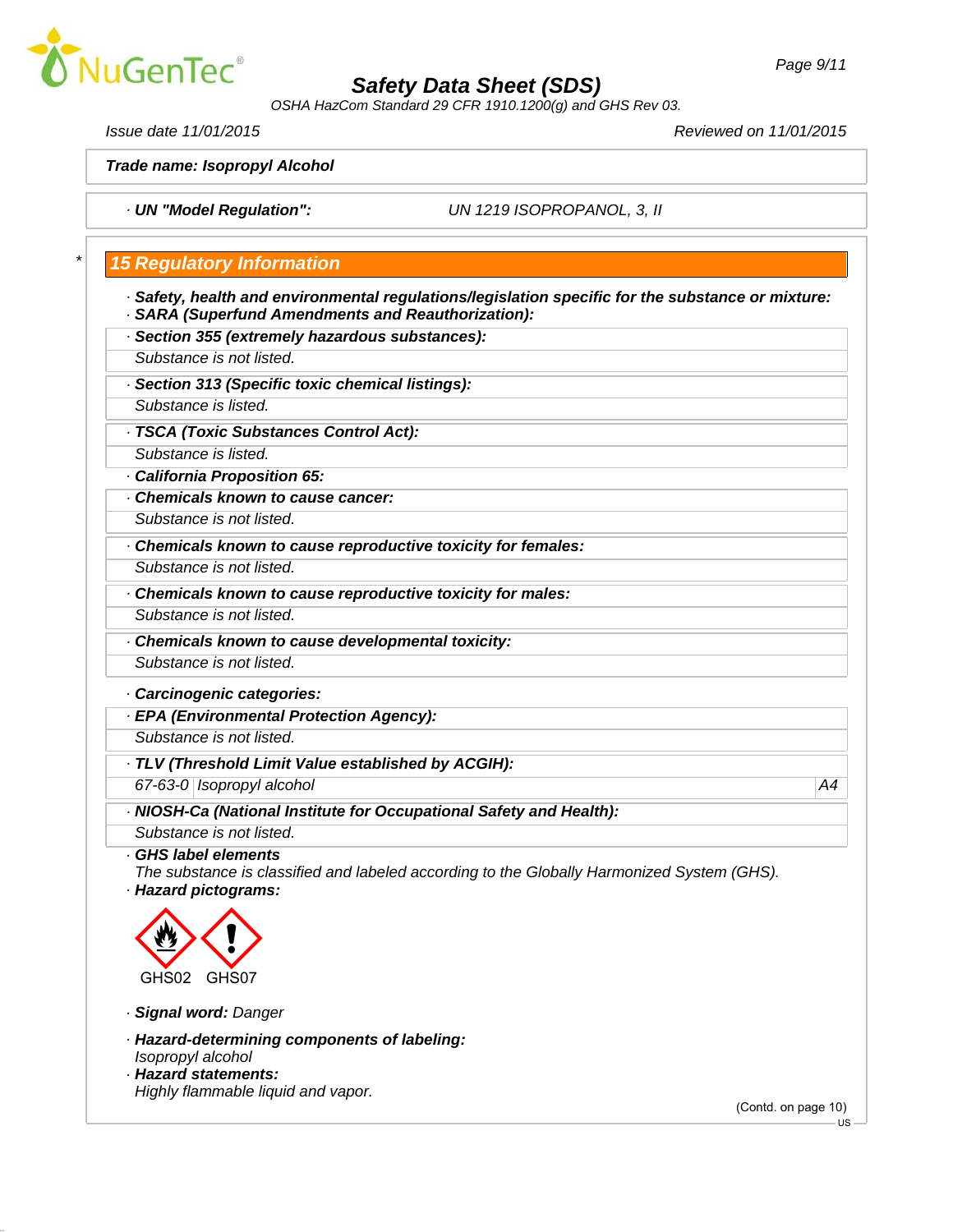**Safety Data Sheet (SDS)**

OSHA HazCom Standard 29 CFR 1910.1200(g) and GHS Rev 03.

Issue date 11/01/2015 | Reviewed on 11/01/2015

**Trade name: Isopropyl Alcohol**

· **UN "Model Regulation":** UN 1219 ISOPROPANOL, 3, II

## 15 Regulatory Information

· **Safety, health and environmental regulations/legislation specific for the substance or mixture:**

· **SARA (Superfund Amendments and Reauthorization):**

· **Section 355 (extremely hazardous substances):**

Substance is not listed.

· **Section 313 (Specific toxic chemical listings):**

Substance is listed.

· **TSCA (Toxic Substances Control Act):**

Substance is listed.

· **California Proposition 65:**

· **Chemicals known to cause cancer:**

Substance is not listed.

· **Chemicals known to cause reproductive toxicity for females:**

Substance is not listed.

· **Chemicals known to cause reproductive toxicity for males:**

Substance is not listed.

· **Chemicals known to cause developmental toxicity:**

Substance is not listed.

· **Carcinogenic categories:**

· **EPA (Environmental Protection Agency):**

Substance is not listed.

· **TLV (Threshold Limit Value established by ACGIH):**

| 67-63-0 | Isopropyl alcohol | A4 |
|---|---|---|

· **NIOSH-Ca (National Institute for Occupational Safety and Health):**

Substance is not listed.

· **GHS label elements**

The substance is classified and labeled according to the Globally Harmonized System (GHS).

· **Hazard pictograms:**

GHS02 GHS07

· **Signal word:** Danger

· **Hazard-determining components of labeling:**

Isopropyl alcohol

· **Hazard statements:**

Highly flammable liquid and vapor.

(Contd. on page 10)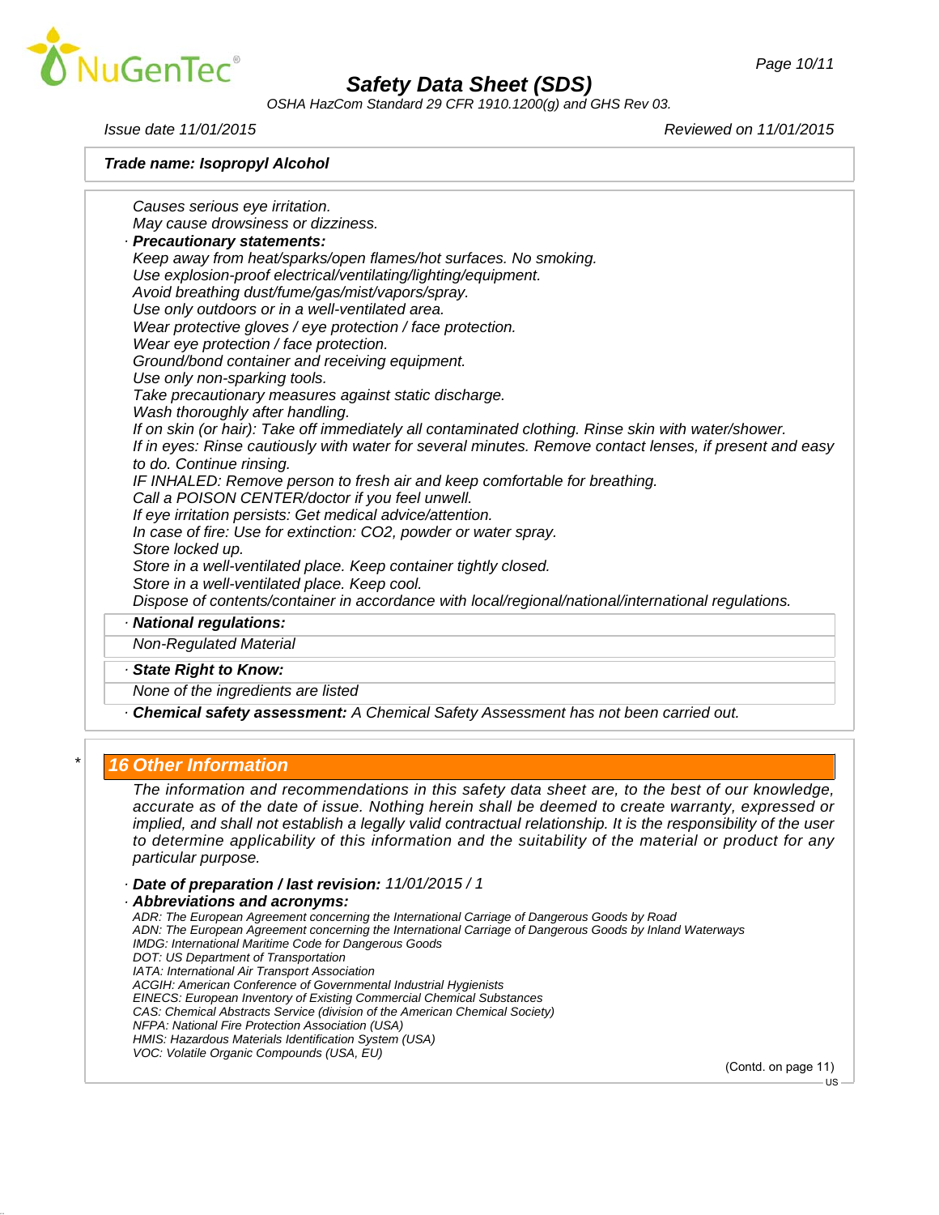Causes serious eye irritation.
May cause drowsiness or dizziness.

· **Precautionary statements:**

Keep away from heat/sparks/open flames/hot surfaces. No smoking.
Use explosion-proof electrical/ventilating/lighting/equipment.
Avoid breathing dust/fume/gas/mist/vapors/spray.
Use only outdoors or in a well-ventilated area.
Wear protective gloves / eye protection / face protection.
Wear eye protection / face protection.
Ground/bond container and receiving equipment.
Use only non-sparking tools.
Take precautionary measures against static discharge.
Wash thoroughly after handling.
If on skin (or hair): Take off immediately all contaminated clothing. Rinse skin with water/shower.
If in eyes: Rinse cautiously with water for several minutes. Remove contact lenses, if present and easy to do. Continue rinsing.
IF INHALED: Remove person to fresh air and keep comfortable for breathing.
Call a POISON CENTER/doctor if you feel unwell.
If eye irritation persists: Get medical advice/attention.
In case of fire: Use for extinction: $CO_2$, powder or water spray.
Store locked up.
Store in a well-ventilated place. Keep container tightly closed.
Store in a well-ventilated place. Keep cool.
Dispose of contents/container in accordance with local/regional/national/international regulations.

· **National regulations:**

Non-Regulated Material

· **State Right to Know:**

None of the ingredients are listed

· **Chemical safety assessment:** A Chemical Safety Assessment has not been carried out.

## * 16 Other Information

The information and recommendations in this safety data sheet are, to the best of our knowledge, accurate as of the date of issue. Nothing herein shall be deemed to create warranty, expressed or implied, and shall not establish a legally valid contractual relationship. It is the responsibility of the user to determine applicability of this information and the suitability of the material or product for any particular purpose.

· **Date of preparation / last revision:** 11/01/2015 / 1

· **Abbreviations and acronyms:**

ADR: The European Agreement concerning the International Carriage of Dangerous Goods by Road
ADN: The European Agreement concerning the International Carriage of Dangerous Goods by Inland Waterways
IMDG: International Maritime Code for Dangerous Goods
DOT: US Department of Transportation
IATA: International Air Transport Association
ACGIH: American Conference of Governmental Industrial Hygienists
EINECS: European Inventory of Existing Commercial Chemical Substances
CAS: Chemical Abstracts Service (division of the American Chemical Society)
NFPA: National Fire Protection Association (USA)
HMIS: Hazardous Materials Identification System (USA)
VOC: Volatile Organic Compounds (USA, EU)

(Contd. on page 11)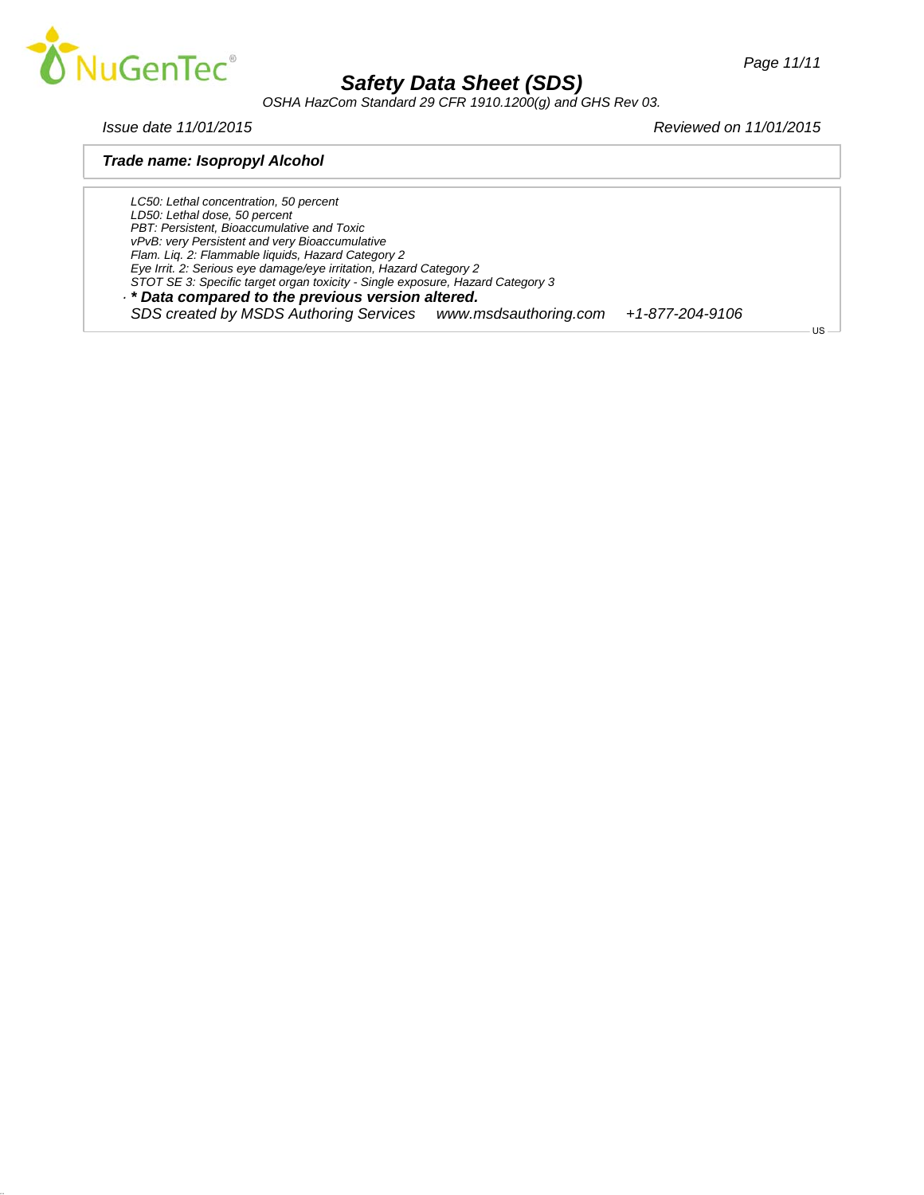LC50: Lethal concentration, 50 percent
LD50: Lethal dose, 50 percent
PBT: Persistent, Bioaccumulative and Toxic
vPvB: very Persistent and very Bioaccumulative
Flam. Liq. 2: Flammable liquids, Hazard Category 2
Eye Irrit. 2: Serious eye damage/eye irritation, Hazard Category 2
STOT SE 3: Specific target organ toxicity - Single exposure, Hazard Category 3

· **\* Data compared to the previous version altered.**

SDS created by MSDS Authoring Services www.msdsauthoring.com +1-877-204-9106